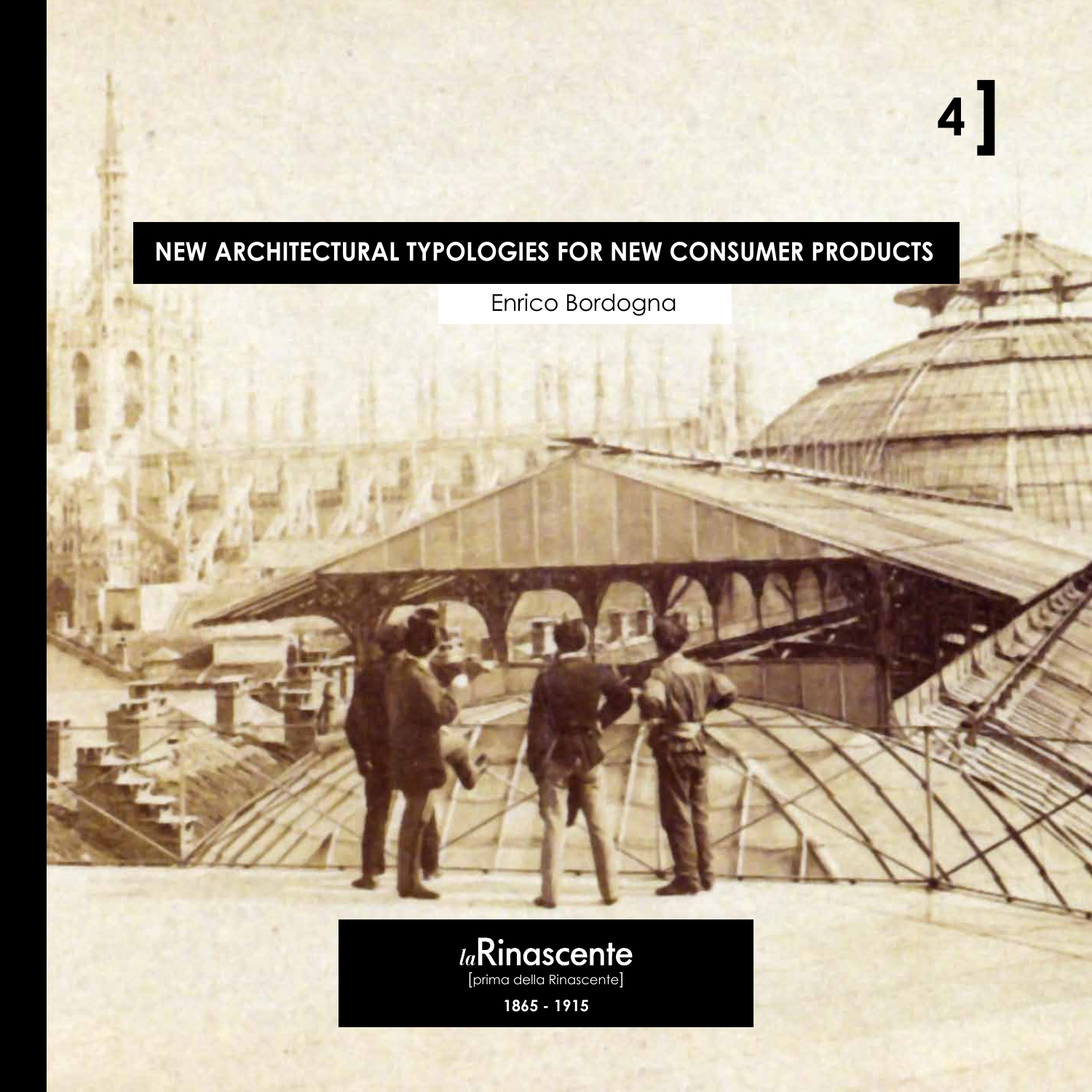4]

# NEW ARCHITECTURAL TYPOLOGIES FOR NEW CONSUMER PRODUCTS

Enrico Bordogna

*la*Rinascente

[prima della Rinascente]

**1865 - 1915**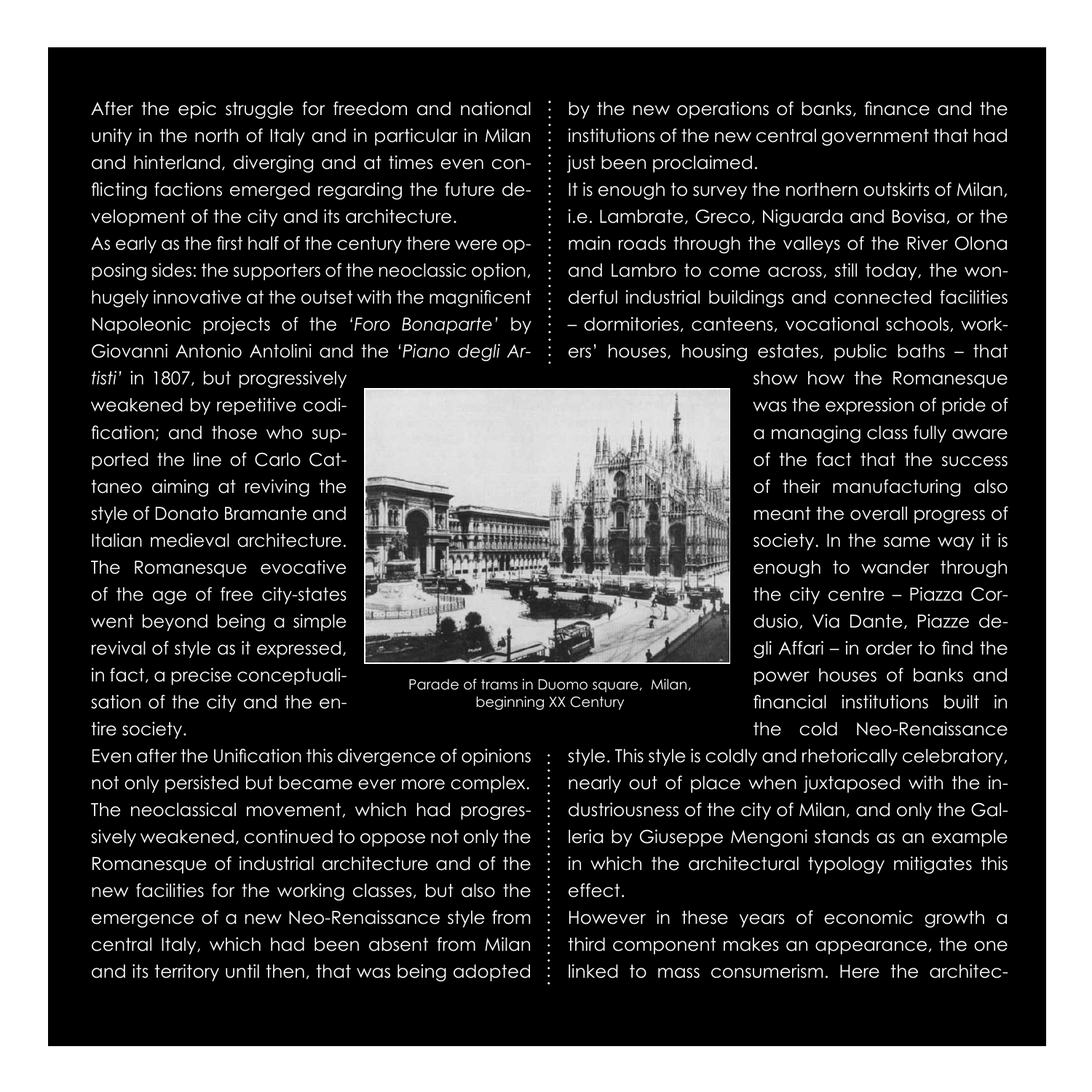After the epic struggle for freedom and national unity in the north of Italy and in particular in Milan and hinterland, diverging and at times even conflicting factions emerged regarding the future development of the city and its architecture.

As early as the first half of the century there were opposing sides: the supporters of the neoclassic option, hugely innovative at the outset with the magnificent Napoleonic projects of the *'Foro Bonaparte'* by Giovanni Antonio Antolini and the *'Piano degli Artisti'* in 1807, but progressively weakened by repetitive codification; and those who supported the line of Carlo Cattaneo aiming at reviving the style of Donato Bramante and Italian medieval architecture. The Romanesque evocative of the age of free city-states went beyond being a simple revival of style as it expressed, in fact, a precise conceptualisation of the city and the entire society.

Parade of trams in Duomo square, Milan, beginning XX Century

Even after the Unification this divergence of opinions not only persisted but became ever more complex. The neoclassical movement, which had progressively weakened, continued to oppose not only the Romanesque of industrial architecture and of the new facilities for the working classes, but also the emergence of a new Neo-Renaissance style from central Italy, which had been absent from Milan and its territory until then, that was being adopted by the new operations of banks, finance and the institutions of the new central government that had just been proclaimed.

It is enough to survey the northern outskirts of Milan, i.e. Lambrate, Greco, Niguarda and Bovisa, or the main roads through the valleys of the River Olona and Lambro to come across, still today, the wonderful industrial buildings and connected facilities – dormitories, canteens, vocational schools, workers' houses, housing estates, public baths – that show how the Romanesque was the expression of pride of a managing class fully aware of the fact that the success of their manufacturing also meant the overall progress of society. In the same way it is enough to wander through the city centre – Piazza Cordusio, Via Dante, Piazze degli Affari – in order to find the power houses of banks and financial institutions built in the cold Neo-Renaissance style. This style is coldly and rhetorically celebratory, nearly out of place when juxtaposed with the industriousness of the city of Milan, and only the Galleria by Giuseppe Mengoni stands as an example in which the architectural typology mitigates this effect.

However in these years of economic growth a third component makes an appearance, the one linked to mass consumerism. Here the architec-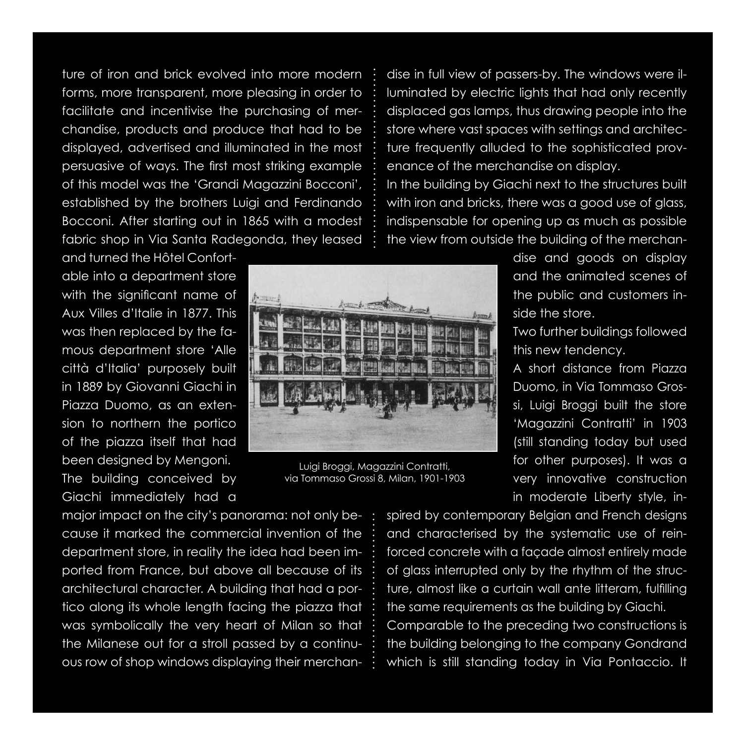ture of iron and brick evolved into more modern forms, more transparent, more pleasing in order to facilitate and incentivise the purchasing of merchandise, products and produce that had to be displayed, advertised and illuminated in the most persuasive of ways. The first most striking example of this model was the 'Grandi Magazzini Bocconi', established by the brothers Luigi and Ferdinando Bocconi. After starting out in 1865 with a modest fabric shop in Via Santa Radegonda, they leased and turned the Hôtel Confortable into a department store with the significant name of Aux Villes d'Italie in 1877. This was then replaced by the famous department store 'Alle città d'Italia' purposely built in 1889 by Giovanni Giachi in Piazza Duomo, as an extension to northern the portico of the piazza itself that had been designed by Mengoni. The building conceived by Giachi immediately had a major impact on the city's panorama: not only because it marked the commercial invention of the department store, in reality the idea had been imported from France, but above all because of its architectural character. A building that had a portico along its whole length facing the piazza that was symbolically the very heart of Milan so that the Milanese out for a stroll passed by a continuous row of shop windows displaying their merchandise in full view of passers-by. The windows were illuminated by electric lights that had only recently displaced gas lamps, thus drawing people into the store where vast spaces with settings and architecture frequently alluded to the sophisticated provenance of the merchandise on display.

In the building by Giachi next to the structures built with iron and bricks, there was a good use of glass, indispensable for opening up as much as possible the view from outside the building of the merchandise and goods on display and the animated scenes of the public and customers inside the store.

Two further buildings followed this new tendency.

A short distance from Piazza Duomo, in Via Tommaso Grossi, Luigi Broggi built the store 'Magazzini Contratti' in 1903 (still standing today but used for other purposes). It was a very innovative construction in moderate Liberty style, inspired by contemporary Belgian and French designs and characterised by the systematic use of reinforced concrete with a façade almost entirely made of glass interrupted only by the rhythm of the structure, almost like a curtain wall ante litteram, fulfilling the same requirements as the building by Giachi.

Comparable to the preceding two constructions is the building belonging to the company Gondrand which is still standing today in Via Pontaccio. It

Luigi Broggi, Magazzini Contratti, via Tommaso Grossi 8, Milan, 1901-1903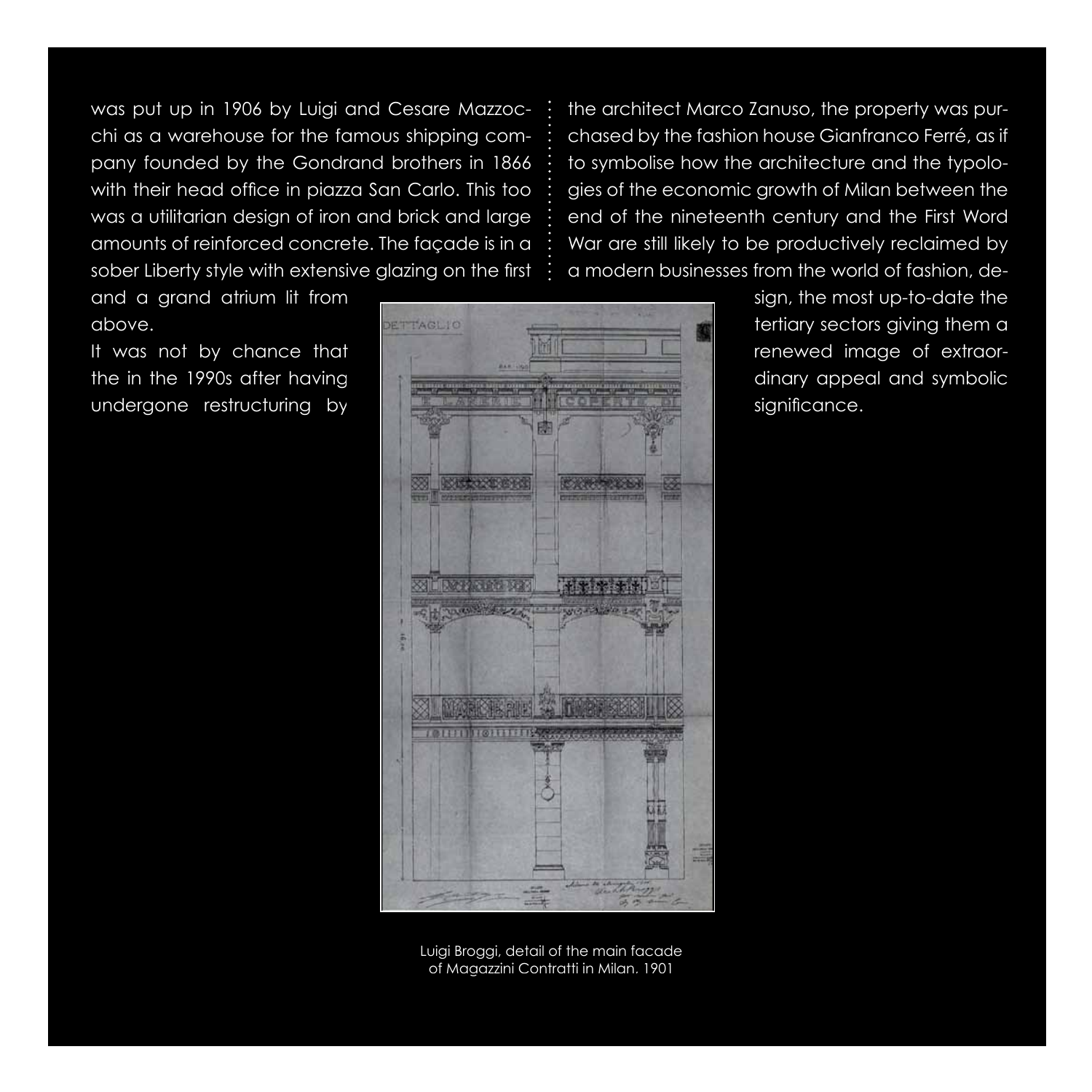was put up in 1906 by Luigi and Cesare Mazzocchi as a warehouse for the famous shipping company founded by the Gondrand brothers in 1866 with their head office in piazza San Carlo. This too was a utilitarian design of iron and brick and large amounts of reinforced concrete. The façade is in a sober Liberty style with extensive glazing on the first and a grand atrium lit from above.

It was not by chance that the in the 1990s after having undergone restructuring by the architect Marco Zanuso, the property was purchased by the fashion house Gianfranco Ferré, as if to symbolise how the architecture and the typologies of the economic growth of Milan between the end of the nineteenth century and the First Word War are still likely to be productively reclaimed by a modern businesses from the world of fashion, design, the most up-to-date the tertiary sectors giving them a renewed image of extraordinary appeal and symbolic significance.

Luigi Broggi, detail of the main facade of Magazzini Contratti in Milan. 1901